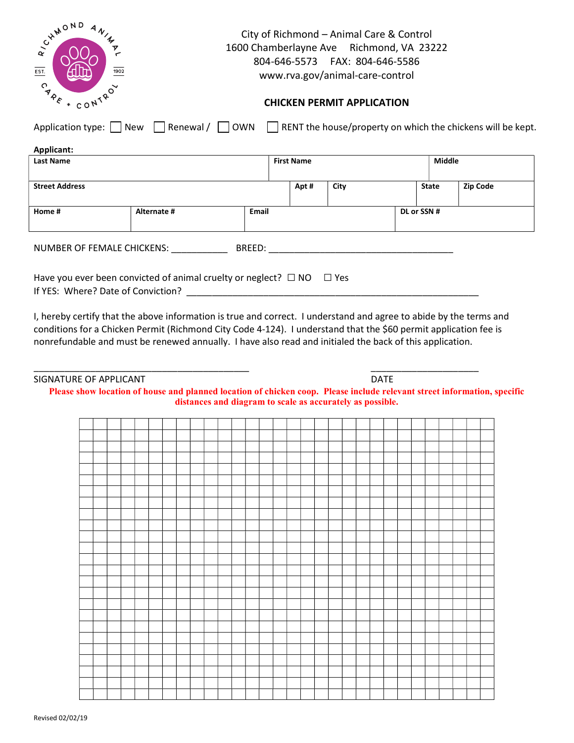City of Richmond – Animal Care & Control
1600 Chamberlayne Ave Richmond, VA 23222
804-646-5573 FAX: 804-646-5586
www.rva.gov/animal-care-control

## CHICKEN PERMIT APPLICATION

Application type: ☐ New ☐ Renewal / ☐ OWN ☐ RENT the house/property on which the chickens will be kept.

**Applicant:**

| **Last Name** | | **First Name** | | **Middle** |
|---|---|---|---|---|
| | | | | |

| **Street Address** | **Apt #** | **City** | **State** | **Zip Code** |
|---|---|---|---|---|
| | | | | |

| **Home #** | **Alternate #** | **Email** | **DL or SSN #** |
|---|---|---|---|
| | | | |

NUMBER OF FEMALE CHICKENS: ___________ BREED: ____________________________________

Have you ever been convicted of animal cruelty or neglect? ☐ NO ☐ Yes
If YES: Where? Date of Conviction? ________________________________________________________

I, hereby certify that the above information is true and correct. I understand and agree to abide by the terms and conditions for a Chicken Permit (Richmond City Code 4-124). I understand that the $60 permit application fee is nonrefundable and must be renewed annually. I have also read and initialed the back of this application.

___________________________________________ ____________________
SIGNATURE OF APPLICANT DATE

**Please show location of house and planned location of chicken coop. Please include relevant street information, specific distances and diagram to scale as accurately as possible.**

Revised 02/02/19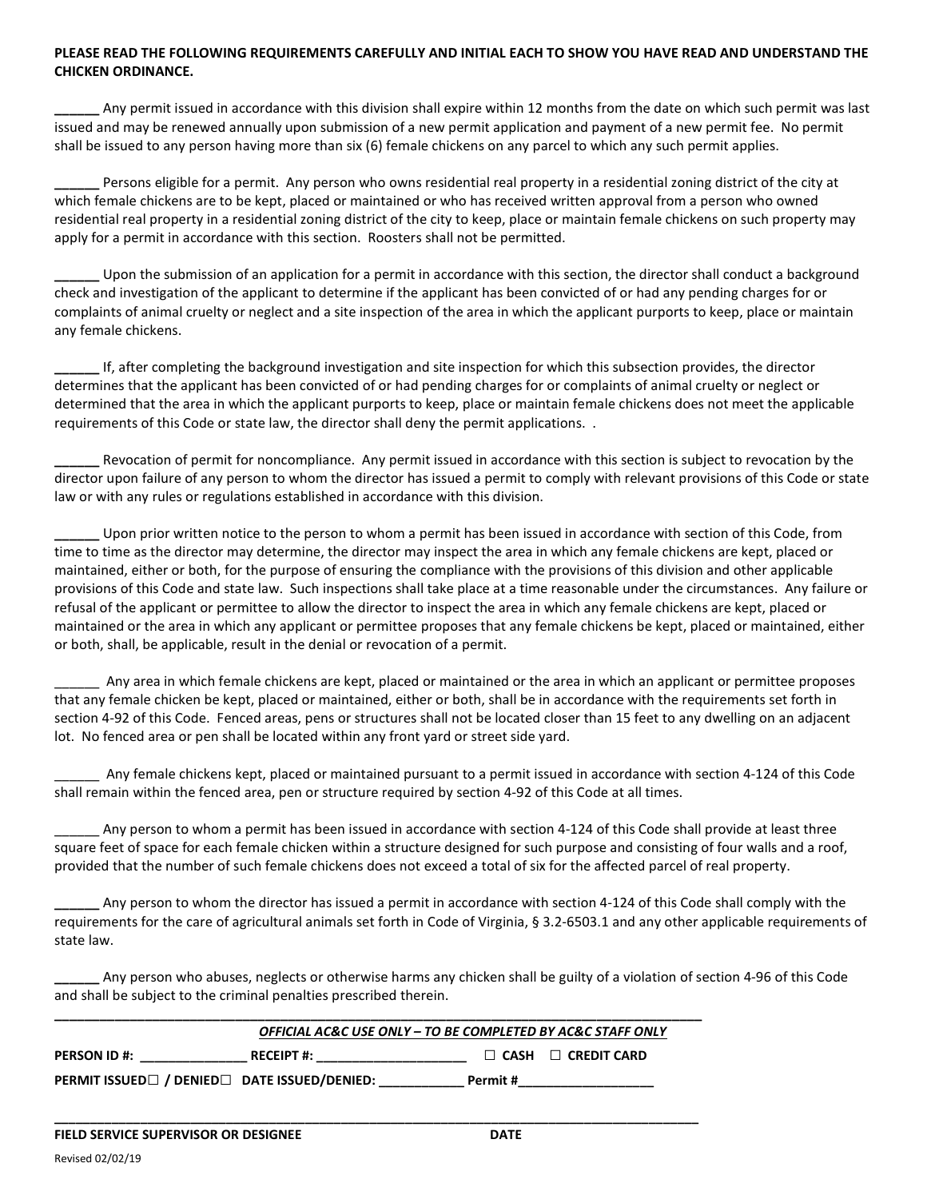**PLEASE READ THE FOLLOWING REQUIREMENTS CAREFULLY AND INITIAL EACH TO SHOW YOU HAVE READ AND UNDERSTAND THE CHICKEN ORDINANCE.**

______ Any permit issued in accordance with this division shall expire within 12 months from the date on which such permit was last issued and may be renewed annually upon submission of a new permit application and payment of a new permit fee. No permit shall be issued to any person having more than six (6) female chickens on any parcel to which any such permit applies.

______ Persons eligible for a permit. Any person who owns residential real property in a residential zoning district of the city at which female chickens are to be kept, placed or maintained or who has received written approval from a person who owned residential real property in a residential zoning district of the city to keep, place or maintain female chickens on such property may apply for a permit in accordance with this section. Roosters shall not be permitted.

______ Upon the submission of an application for a permit in accordance with this section, the director shall conduct a background check and investigation of the applicant to determine if the applicant has been convicted of or had any pending charges for or complaints of animal cruelty or neglect and a site inspection of the area in which the applicant purports to keep, place or maintain any female chickens.

______ If, after completing the background investigation and site inspection for which this subsection provides, the director determines that the applicant has been convicted of or had pending charges for or complaints of animal cruelty or neglect or determined that the area in which the applicant purports to keep, place or maintain female chickens does not meet the applicable requirements of this Code or state law, the director shall deny the permit applications. .

______ Revocation of permit for noncompliance. Any permit issued in accordance with this section is subject to revocation by the director upon failure of any person to whom the director has issued a permit to comply with relevant provisions of this Code or state law or with any rules or regulations established in accordance with this division.

______ Upon prior written notice to the person to whom a permit has been issued in accordance with section of this Code, from time to time as the director may determine, the director may inspect the area in which any female chickens are kept, placed or maintained, either or both, for the purpose of ensuring the compliance with the provisions of this division and other applicable provisions of this Code and state law. Such inspections shall take place at a time reasonable under the circumstances. Any failure or refusal of the applicant or permittee to allow the director to inspect the area in which any female chickens are kept, placed or maintained or the area in which any applicant or permittee proposes that any female chickens be kept, placed or maintained, either or both, shall, be applicable, result in the denial or revocation of a permit.

______ Any area in which female chickens are kept, placed or maintained or the area in which an applicant or permittee proposes that any female chicken be kept, placed or maintained, either or both, shall be in accordance with the requirements set forth in section 4-92 of this Code. Fenced areas, pens or structures shall not be located closer than 15 feet to any dwelling on an adjacent lot. No fenced area or pen shall be located within any front yard or street side yard.

______ Any female chickens kept, placed or maintained pursuant to a permit issued in accordance with section 4-124 of this Code shall remain within the fenced area, pen or structure required by section 4-92 of this Code at all times.

______ Any person to whom a permit has been issued in accordance with section 4-124 of this Code shall provide at least three square feet of space for each female chicken within a structure designed for such purpose and consisting of four walls and a roof, provided that the number of such female chickens does not exceed a total of six for the affected parcel of real property.

______ Any person to whom the director has issued a permit in accordance with section 4-124 of this Code shall comply with the requirements for the care of agricultural animals set forth in Code of Virginia, § 3.2-6503.1 and any other applicable requirements of state law.

______ Any person who abuses, neglects or otherwise harms any chicken shall be guilty of a violation of section 4-96 of this Code and shall be subject to the criminal penalties prescribed therein.

---

***OFFICIAL AC&C USE ONLY – TO BE COMPLETED BY AC&C STAFF ONLY***

**PERSON ID #:** ______________ **RECEIPT #:** ____________________ ☐ **CASH** ☐ **CREDIT CARD**

**PERMIT ISSUED☐ / DENIED☐ DATE ISSUED/DENIED:** ___________ **Permit #**__________________

______________________________________________________________________________

**FIELD SERVICE SUPERVISOR OR DESIGNEE** **DATE**

Revised 02/02/19